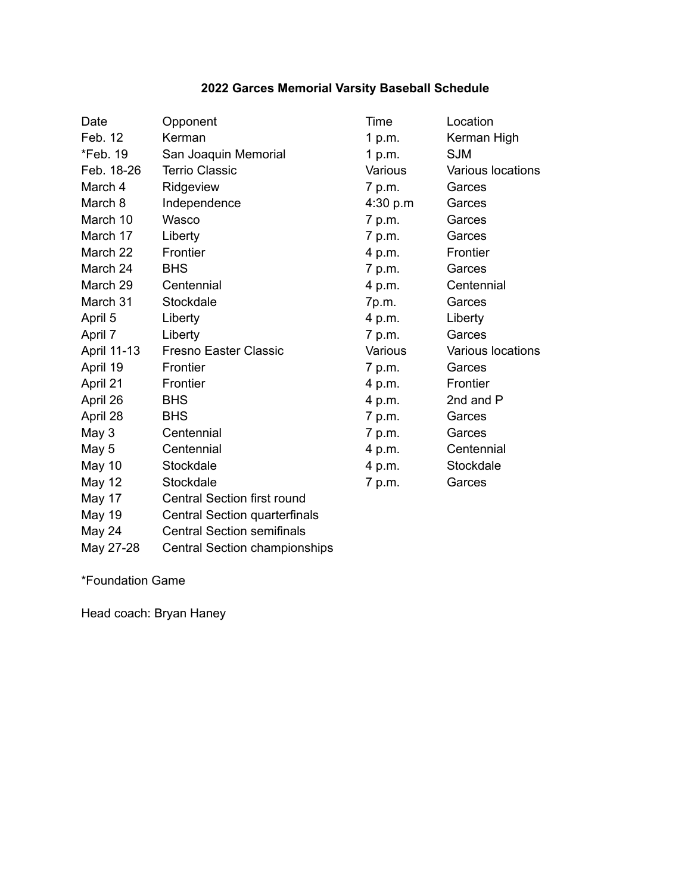**2022 Garces Memorial Varsity Baseball Schedule**

| Date | Opponent | Time | Location |
|---|---|---|---|
| Feb. 12 | Kerman | 1 p.m. | Kerman High |
| *Feb. 19 | San Joaquin Memorial | 1 p.m. | SJM |
| Feb. 18-26 | Terrio Classic | Various | Various locations |
| March 4 | Ridgeview | 7 p.m. | Garces |
| March 8 | Independence | 4:30 p.m | Garces |
| March 10 | Wasco | 7 p.m. | Garces |
| March 17 | Liberty | 7 p.m. | Garces |
| March 22 | Frontier | 4 p.m. | Frontier |
| March 24 | BHS | 7 p.m. | Garces |
| March 29 | Centennial | 4 p.m. | Centennial |
| March 31 | Stockdale | 7p.m. | Garces |
| April 5 | Liberty | 4 p.m. | Liberty |
| April 7 | Liberty | 7 p.m. | Garces |
| April 11-13 | Fresno Easter Classic | Various | Various locations |
| April 19 | Frontier | 7 p.m. | Garces |
| April 21 | Frontier | 4 p.m. | Frontier |
| April 26 | BHS | 4 p.m. | 2nd and P |
| April 28 | BHS | 7 p.m. | Garces |
| May 3 | Centennial | 7 p.m. | Garces |
| May 5 | Centennial | 4 p.m. | Centennial |
| May 10 | Stockdale | 4 p.m. | Stockdale |
| May 12 | Stockdale | 7 p.m. | Garces |
| May 17 | Central Section first round | | |
| May 19 | Central Section quarterfinals | | |
| May 24 | Central Section semifinals | | |
| May 27-28 | Central Section championships | | |

*Foundation Game

Head coach: Bryan Haney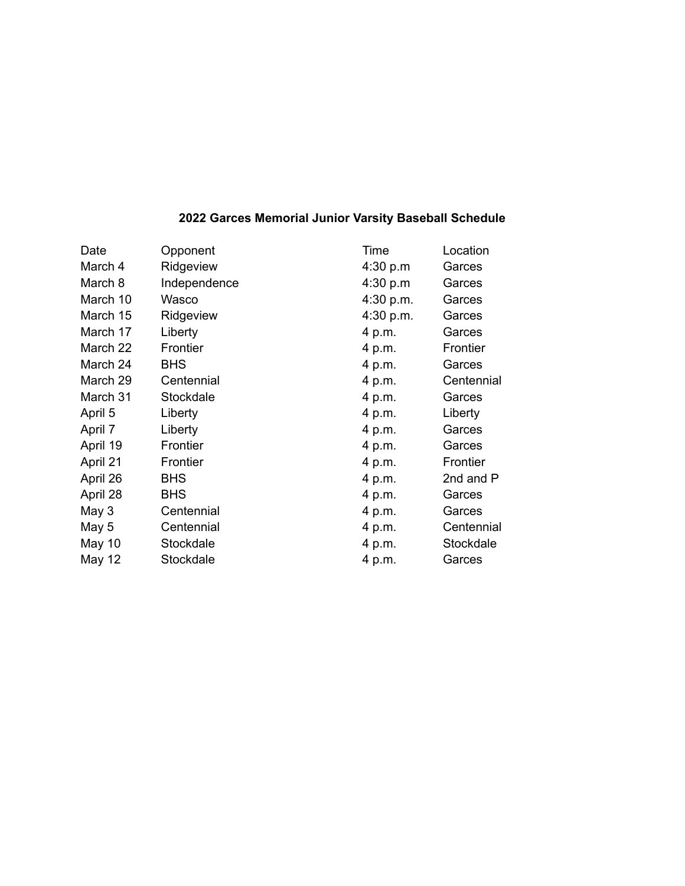**2022 Garces Memorial Junior Varsity Baseball Schedule**

| Date | Opponent | Time | Location |
|---|---|---|---|
| March 4 | Ridgeview | 4:30 p.m | Garces |
| March 8 | Independence | 4:30 p.m | Garces |
| March 10 | Wasco | 4:30 p.m. | Garces |
| March 15 | Ridgeview | 4:30 p.m. | Garces |
| March 17 | Liberty | 4 p.m. | Garces |
| March 22 | Frontier | 4 p.m. | Frontier |
| March 24 | BHS | 4 p.m. | Garces |
| March 29 | Centennial | 4 p.m. | Centennial |
| March 31 | Stockdale | 4 p.m. | Garces |
| April 5 | Liberty | 4 p.m. | Liberty |
| April 7 | Liberty | 4 p.m. | Garces |
| April 19 | Frontier | 4 p.m. | Garces |
| April 21 | Frontier | 4 p.m. | Frontier |
| April 26 | BHS | 4 p.m. | 2nd and P |
| April 28 | BHS | 4 p.m. | Garces |
| May 3 | Centennial | 4 p.m. | Garces |
| May 5 | Centennial | 4 p.m. | Centennial |
| May 10 | Stockdale | 4 p.m. | Stockdale |
| May 12 | Stockdale | 4 p.m. | Garces |